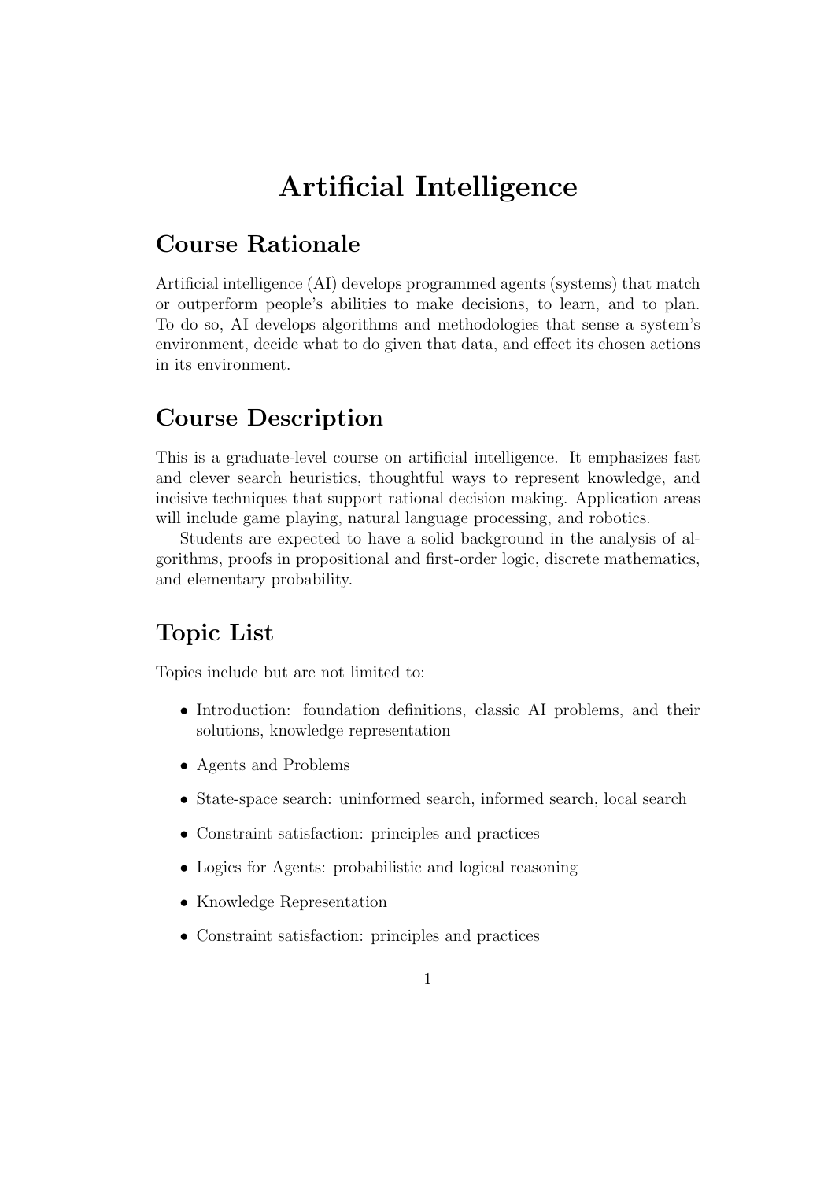# Artificial Intelligence

## Course Rationale

Artificial intelligence (AI) develops programmed agents (systems) that match or outperform people's abilities to make decisions, to learn, and to plan. To do so, AI develops algorithms and methodologies that sense a system's environment, decide what to do given that data, and effect its chosen actions in its environment.

## Course Description

This is a graduate-level course on artificial intelligence. It emphasizes fast and clever search heuristics, thoughtful ways to represent knowledge, and incisive techniques that support rational decision making. Application areas will include game playing, natural language processing, and robotics.

Students are expected to have a solid background in the analysis of algorithms, proofs in propositional and first-order logic, discrete mathematics, and elementary probability.

## Topic List

Topics include but are not limited to:

- Introduction: foundation definitions, classic AI problems, and their solutions, knowledge representation
- Agents and Problems
- State-space search: uninformed search, informed search, local search
- Constraint satisfaction: principles and practices
- Logics for Agents: probabilistic and logical reasoning
- Knowledge Representation
- Constraint satisfaction: principles and practices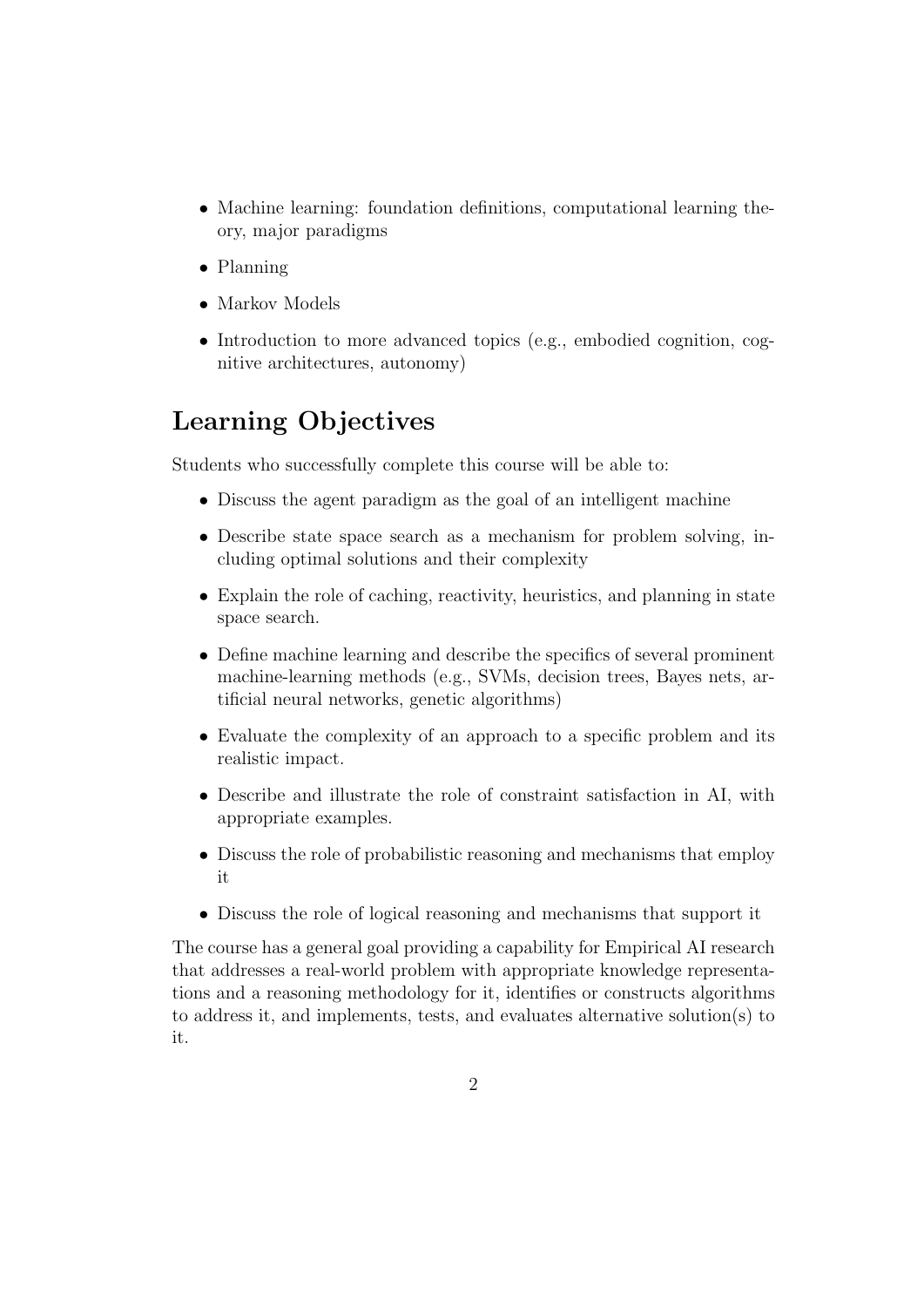- Machine learning: foundation definitions, computational learning theory, major paradigms
- Planning
- Markov Models
- Introduction to more advanced topics (e.g., embodied cognition, cognitive architectures, autonomy)

## Learning Objectives

Students who successfully complete this course will be able to:

- Discuss the agent paradigm as the goal of an intelligent machine
- Describe state space search as a mechanism for problem solving, including optimal solutions and their complexity
- Explain the role of caching, reactivity, heuristics, and planning in state space search.
- Define machine learning and describe the specifics of several prominent machine-learning methods (e.g., SVMs, decision trees, Bayes nets, artificial neural networks, genetic algorithms)
- Evaluate the complexity of an approach to a specific problem and its realistic impact.
- Describe and illustrate the role of constraint satisfaction in AI, with appropriate examples.
- Discuss the role of probabilistic reasoning and mechanisms that employ it
- Discuss the role of logical reasoning and mechanisms that support it

The course has a general goal providing a capability for Empirical AI research that addresses a real-world problem with appropriate knowledge representations and a reasoning methodology for it, identifies or constructs algorithms to address it, and implements, tests, and evaluates alternative solution(s) to it.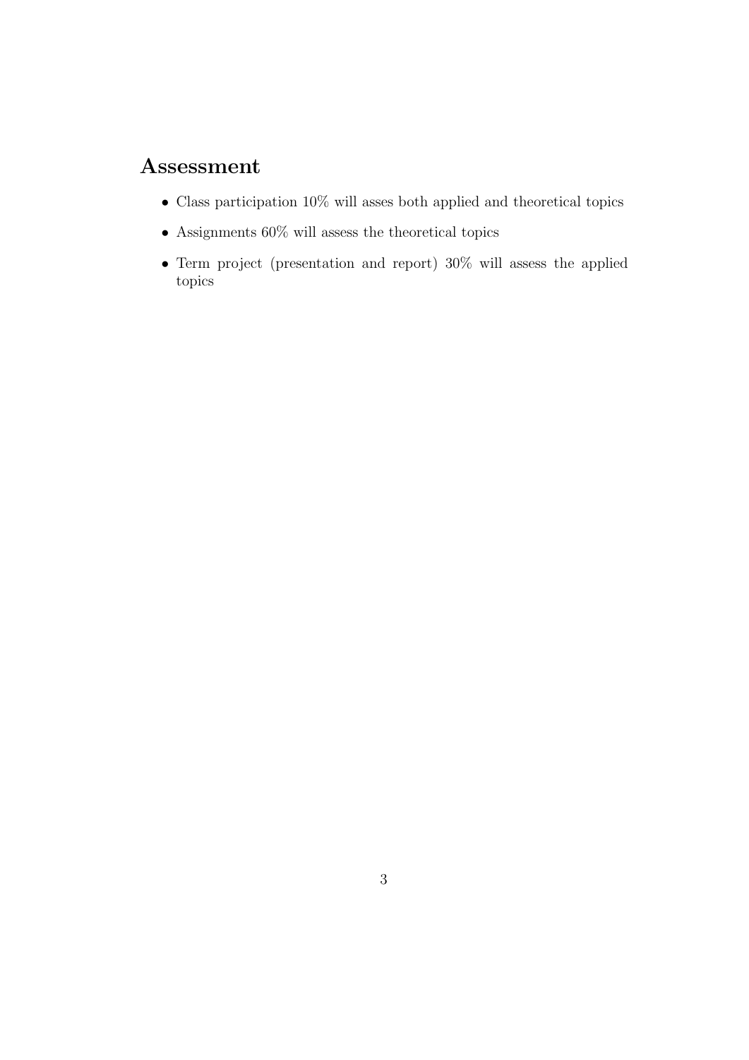## Assessment

- Class participation 10% will asses both applied and theoretical topics
- Assignments 60% will assess the theoretical topics
- Term project (presentation and report) 30% will assess the applied topics